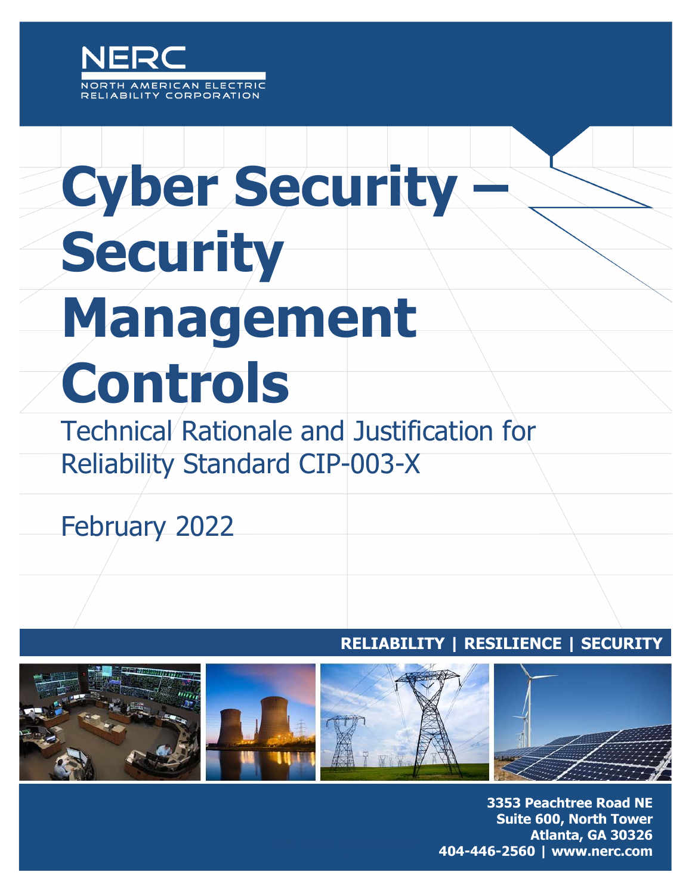NERC

NORTH AMERICAN ELECTRIC RELIABILITY CORPORATION

# Cyber Security – Security Management Controls

Technical Rationale and Justification for Reliability Standard CIP-003-X

February 2022

**RELIABILITY | RESILIENCE | SECURITY**

**3353 Peachtree Road NE**
**Suite 600, North Tower**
**Atlanta, GA 30326**
**404-446-2560 | www.nerc.com**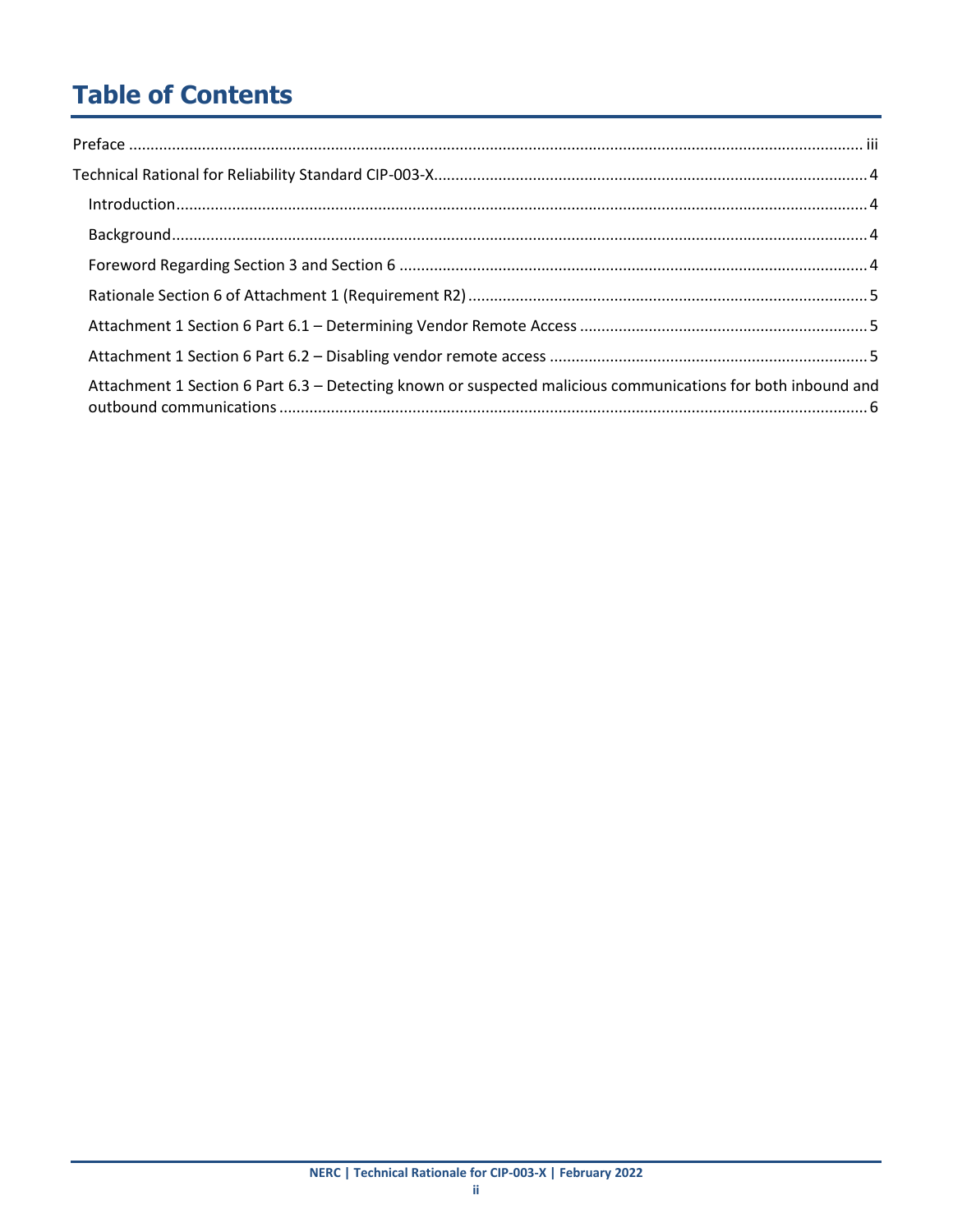# Table of Contents

Preface ........................................................................................................................................................ iii

Technical Rational for Reliability Standard CIP-003-X.................................................................................... 4

- Introduction.............................................................................................................................................. 4
- Background............................................................................................................................................... 4
- Foreword Regarding Section 3 and Section 6 ........................................................................................... 4
- Rationale Section 6 of Attachment 1 (Requirement R2)............................................................................ 5
- Attachment 1 Section 6 Part 6.1 – Determining Vendor Remote Access .................................................. 5
- Attachment 1 Section 6 Part 6.2 – Disabling vendor remote access ......................................................... 5
- Attachment 1 Section 6 Part 6.3 – Detecting known or suspected malicious communications for both inbound and outbound communications ....................................................................................................................... 6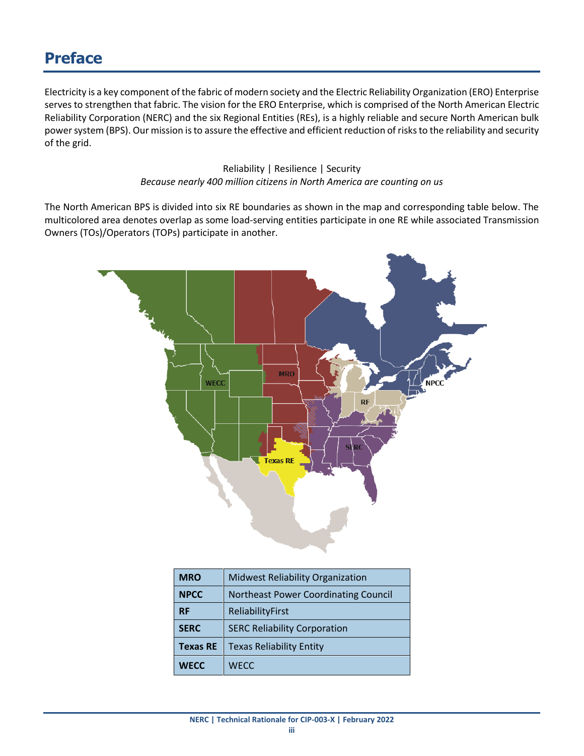# Preface

Electricity is a key component of the fabric of modern society and the Electric Reliability Organization (ERO) Enterprise serves to strengthen that fabric. The vision for the ERO Enterprise, which is comprised of the North American Electric Reliability Corporation (NERC) and the six Regional Entities (REs), is a highly reliable and secure North American bulk power system (BPS). Our mission is to assure the effective and efficient reduction of risks to the reliability and security of the grid.

Reliability | Resilience | Security
*Because nearly 400 million citizens in North America are counting on us*

The North American BPS is divided into six RE boundaries as shown in the map and corresponding table below. The multicolored area denotes overlap as some load-serving entities participate in one RE while associated Transmission Owners (TOs)/Operators (TOPs) participate in another.

| **MRO** | Midwest Reliability Organization |
|---|---|
| **NPCC** | Northeast Power Coordinating Council |
| **RF** | ReliabilityFirst |
| **SERC** | SERC Reliability Corporation |
| **Texas RE** | Texas Reliability Entity |
| **WECC** | WECC |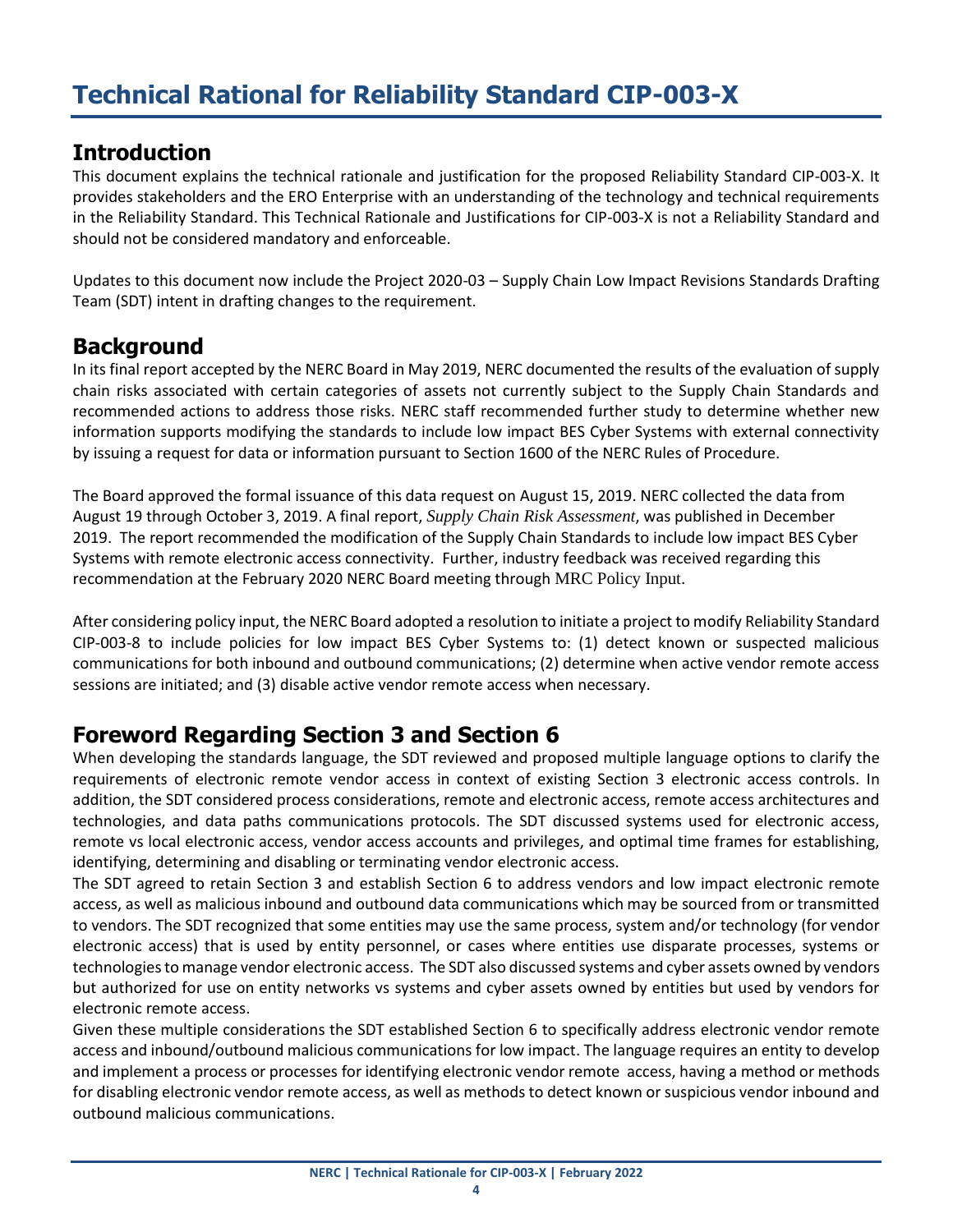# Technical Rational for Reliability Standard CIP-003-X

## Introduction

This document explains the technical rationale and justification for the proposed Reliability Standard CIP-003-X. It provides stakeholders and the ERO Enterprise with an understanding of the technology and technical requirements in the Reliability Standard. This Technical Rationale and Justifications for CIP-003-X is not a Reliability Standard and should not be considered mandatory and enforceable.

Updates to this document now include the Project 2020-03 – Supply Chain Low Impact Revisions Standards Drafting Team (SDT) intent in drafting changes to the requirement.

## Background

In its final report accepted by the NERC Board in May 2019, NERC documented the results of the evaluation of supply chain risks associated with certain categories of assets not currently subject to the Supply Chain Standards and recommended actions to address those risks. NERC staff recommended further study to determine whether new information supports modifying the standards to include low impact BES Cyber Systems with external connectivity by issuing a request for data or information pursuant to Section 1600 of the NERC Rules of Procedure.

The Board approved the formal issuance of this data request on August 15, 2019. NERC collected the data from August 19 through October 3, 2019. A final report, *Supply Chain Risk Assessment*, was published in December 2019. The report recommended the modification of the Supply Chain Standards to include low impact BES Cyber Systems with remote electronic access connectivity. Further, industry feedback was received regarding this recommendation at the February 2020 NERC Board meeting through MRC Policy Input.

After considering policy input, the NERC Board adopted a resolution to initiate a project to modify Reliability Standard CIP-003-8 to include policies for low impact BES Cyber Systems to: (1) detect known or suspected malicious communications for both inbound and outbound communications; (2) determine when active vendor remote access sessions are initiated; and (3) disable active vendor remote access when necessary.

## Foreword Regarding Section 3 and Section 6

When developing the standards language, the SDT reviewed and proposed multiple language options to clarify the requirements of electronic remote vendor access in context of existing Section 3 electronic access controls. In addition, the SDT considered process considerations, remote and electronic access, remote access architectures and technologies, and data paths communications protocols. The SDT discussed systems used for electronic access, remote vs local electronic access, vendor access accounts and privileges, and optimal time frames for establishing, identifying, determining and disabling or terminating vendor electronic access.

The SDT agreed to retain Section 3 and establish Section 6 to address vendors and low impact electronic remote access, as well as malicious inbound and outbound data communications which may be sourced from or transmitted to vendors. The SDT recognized that some entities may use the same process, system and/or technology (for vendor electronic access) that is used by entity personnel, or cases where entities use disparate processes, systems or technologies to manage vendor electronic access. The SDT also discussed systems and cyber assets owned by vendors but authorized for use on entity networks vs systems and cyber assets owned by entities but used by vendors for electronic remote access.

Given these multiple considerations the SDT established Section 6 to specifically address electronic vendor remote access and inbound/outbound malicious communications for low impact. The language requires an entity to develop and implement a process or processes for identifying electronic vendor remote access, having a method or methods for disabling electronic vendor remote access, as well as methods to detect known or suspicious vendor inbound and outbound malicious communications.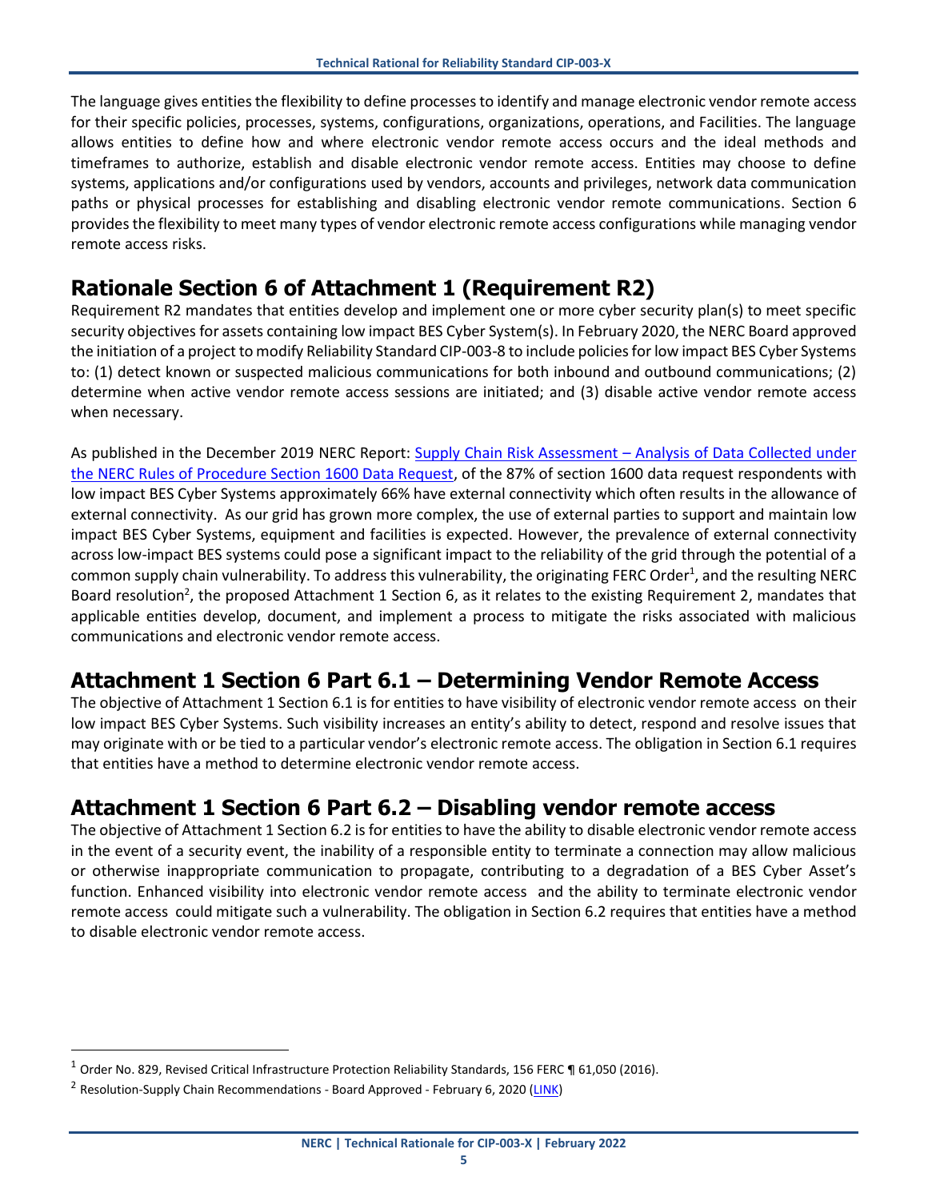The language gives entities the flexibility to define processes to identify and manage electronic vendor remote access for their specific policies, processes, systems, configurations, organizations, operations, and Facilities. The language allows entities to define how and where electronic vendor remote access occurs and the ideal methods and timeframes to authorize, establish and disable electronic vendor remote access. Entities may choose to define systems, applications and/or configurations used by vendors, accounts and privileges, network data communication paths or physical processes for establishing and disabling electronic vendor remote communications. Section 6 provides the flexibility to meet many types of vendor electronic remote access configurations while managing vendor remote access risks.

## Rationale Section 6 of Attachment 1 (Requirement R2)

Requirement R2 mandates that entities develop and implement one or more cyber security plan(s) to meet specific security objectives for assets containing low impact BES Cyber System(s). In February 2020, the NERC Board approved the initiation of a project to modify Reliability Standard CIP-003-8 to include policies for low impact BES Cyber Systems to: (1) detect known or suspected malicious communications for both inbound and outbound communications; (2) determine when active vendor remote access sessions are initiated; and (3) disable active vendor remote access when necessary.

As published in the December 2019 NERC Report: Supply Chain Risk Assessment – Analysis of Data Collected under the NERC Rules of Procedure Section 1600 Data Request, of the 87% of section 1600 data request respondents with low impact BES Cyber Systems approximately 66% have external connectivity which often results in the allowance of external connectivity. As our grid has grown more complex, the use of external parties to support and maintain low impact BES Cyber Systems, equipment and facilities is expected. However, the prevalence of external connectivity across low-impact BES systems could pose a significant impact to the reliability of the grid through the potential of a common supply chain vulnerability. To address this vulnerability, the originating FERC Order[1], and the resulting NERC Board resolution[2], the proposed Attachment 1 Section 6, as it relates to the existing Requirement 2, mandates that applicable entities develop, document, and implement a process to mitigate the risks associated with malicious communications and electronic vendor remote access.

## Attachment 1 Section 6 Part 6.1 – Determining Vendor Remote Access

The objective of Attachment 1 Section 6.1 is for entities to have visibility of electronic vendor remote access on their low impact BES Cyber Systems. Such visibility increases an entity's ability to detect, respond and resolve issues that may originate with or be tied to a particular vendor's electronic remote access. The obligation in Section 6.1 requires that entities have a method to determine electronic vendor remote access.

## Attachment 1 Section 6 Part 6.2 – Disabling vendor remote access

The objective of Attachment 1 Section 6.2 is for entities to have the ability to disable electronic vendor remote access in the event of a security event, the inability of a responsible entity to terminate a connection may allow malicious or otherwise inappropriate communication to propagate, contributing to a degradation of a BES Cyber Asset's function. Enhanced visibility into electronic vendor remote access and the ability to terminate electronic vendor remote access could mitigate such a vulnerability. The obligation in Section 6.2 requires that entities have a method to disable electronic vendor remote access.

---

[1] Order No. 829, Revised Critical Infrastructure Protection Reliability Standards, 156 FERC ¶ 61,050 (2016).

[2] Resolution-Supply Chain Recommendations - Board Approved - February 6, 2020 (LINK)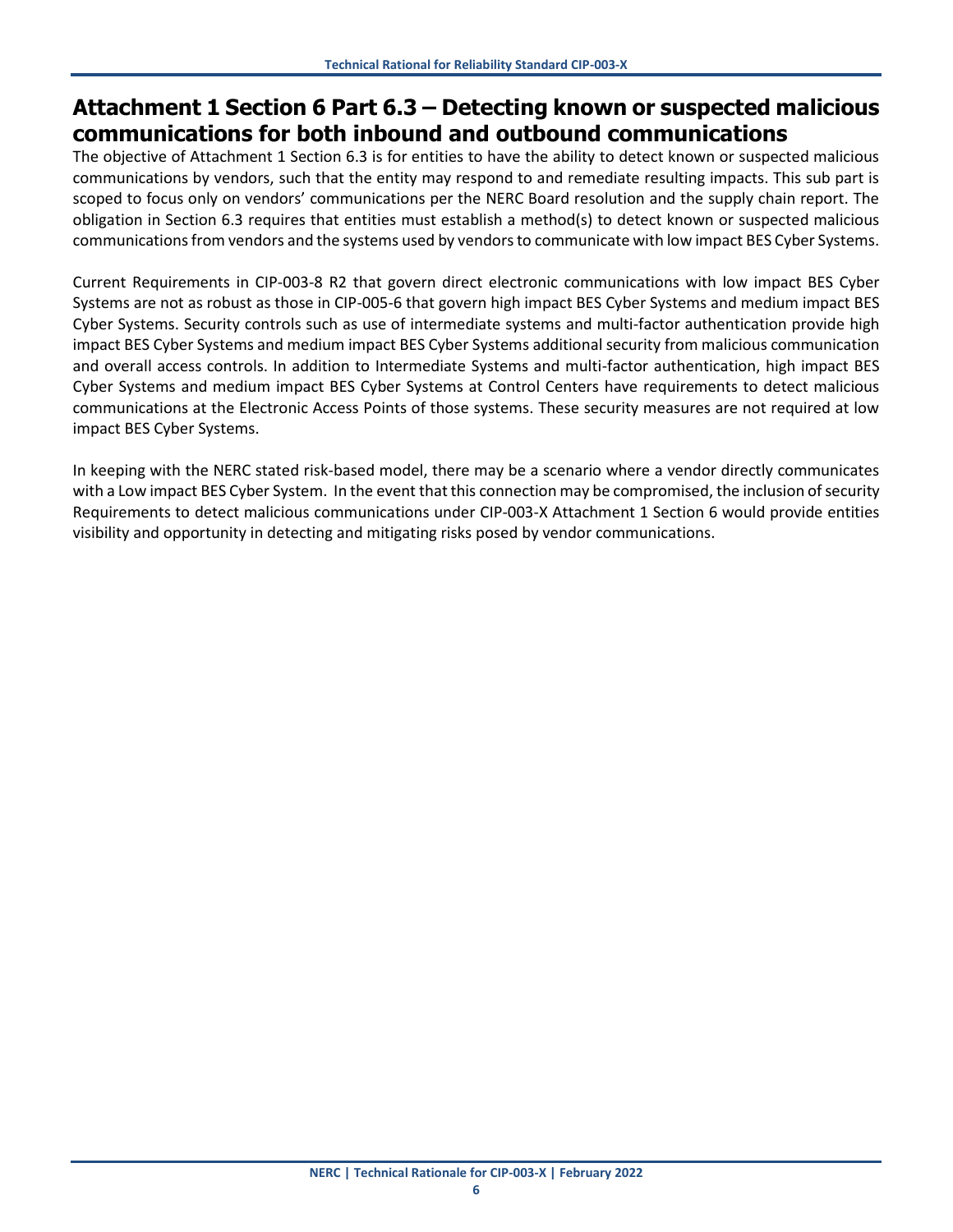## Attachment 1 Section 6 Part 6.3 – Detecting known or suspected malicious communications for both inbound and outbound communications

The objective of Attachment 1 Section 6.3 is for entities to have the ability to detect known or suspected malicious communications by vendors, such that the entity may respond to and remediate resulting impacts. This sub part is scoped to focus only on vendors' communications per the NERC Board resolution and the supply chain report. The obligation in Section 6.3 requires that entities must establish a method(s) to detect known or suspected malicious communications from vendors and the systems used by vendors to communicate with low impact BES Cyber Systems.

Current Requirements in CIP-003-8 R2 that govern direct electronic communications with low impact BES Cyber Systems are not as robust as those in CIP-005-6 that govern high impact BES Cyber Systems and medium impact BES Cyber Systems. Security controls such as use of intermediate systems and multi-factor authentication provide high impact BES Cyber Systems and medium impact BES Cyber Systems additional security from malicious communication and overall access controls. In addition to Intermediate Systems and multi-factor authentication, high impact BES Cyber Systems and medium impact BES Cyber Systems at Control Centers have requirements to detect malicious communications at the Electronic Access Points of those systems. These security measures are not required at low impact BES Cyber Systems.

In keeping with the NERC stated risk-based model, there may be a scenario where a vendor directly communicates with a Low impact BES Cyber System. In the event that this connection may be compromised, the inclusion of security Requirements to detect malicious communications under CIP-003-X Attachment 1 Section 6 would provide entities visibility and opportunity in detecting and mitigating risks posed by vendor communications.